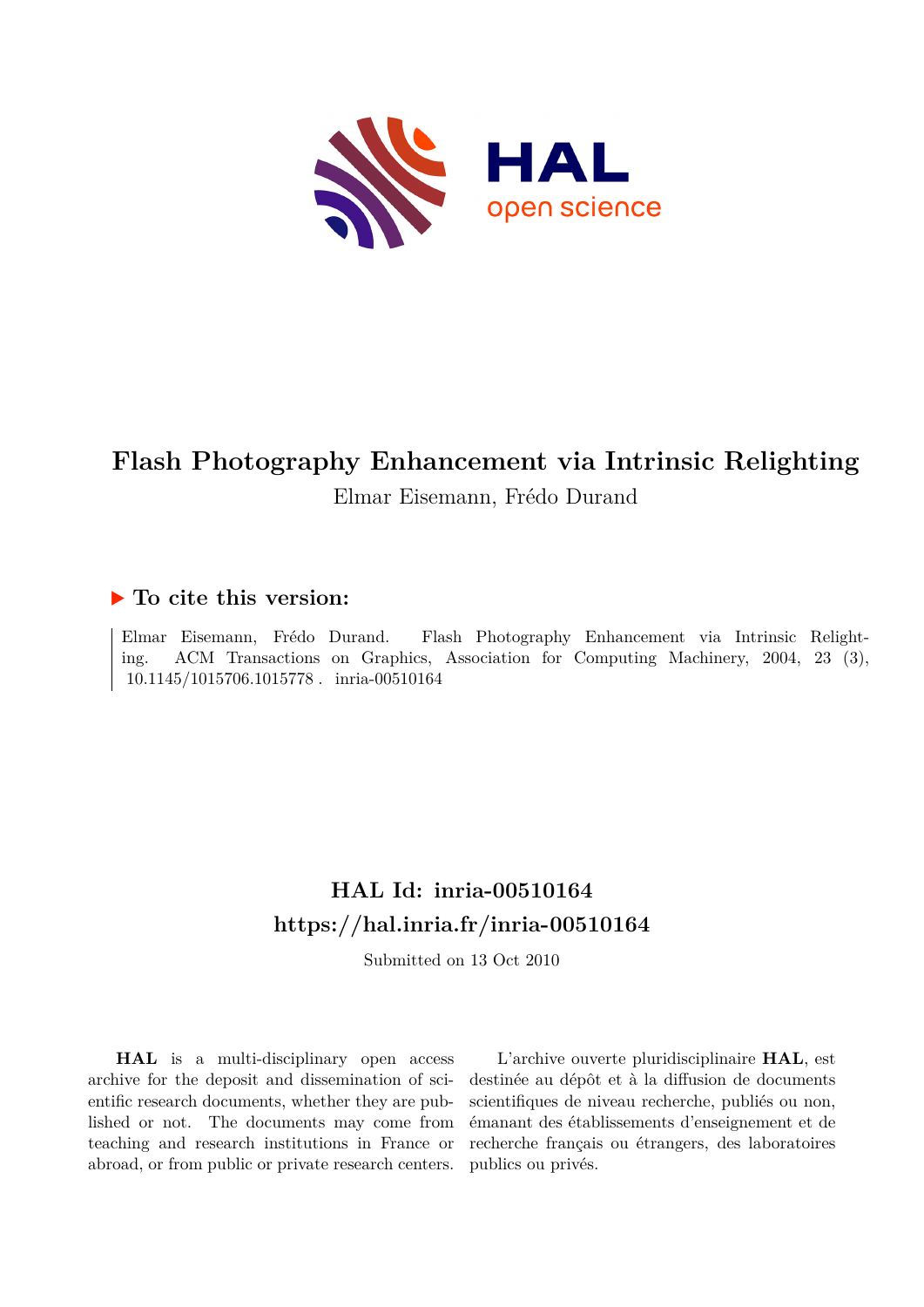# Flash Photography Enhancement via Intrinsic Relighting

Elmar Eisemann, Frédo Durand

## ▶ To cite this version:

Elmar Eisemann, Frédo Durand. Flash Photography Enhancement via Intrinsic Relighting. ACM Transactions on Graphics, Association for Computing Machinery, 2004, 23 (3), 10.1145/1015706.1015778. inria-00510164

## HAL Id: inria-00510164
## https://hal.inria.fr/inria-00510164

Submitted on 13 Oct 2010

**HAL** is a multi-disciplinary open access archive for the deposit and dissemination of scientific research documents, whether they are published or not. The documents may come from teaching and research institutions in France or abroad, or from public or private research centers.

L'archive ouverte pluridisciplinaire **HAL**, est destinée au dépôt et à la diffusion de documents scientifiques de niveau recherche, publiés ou non, émanant des établissements d'enseignement et de recherche français ou étrangers, des laboratoires publics ou privés.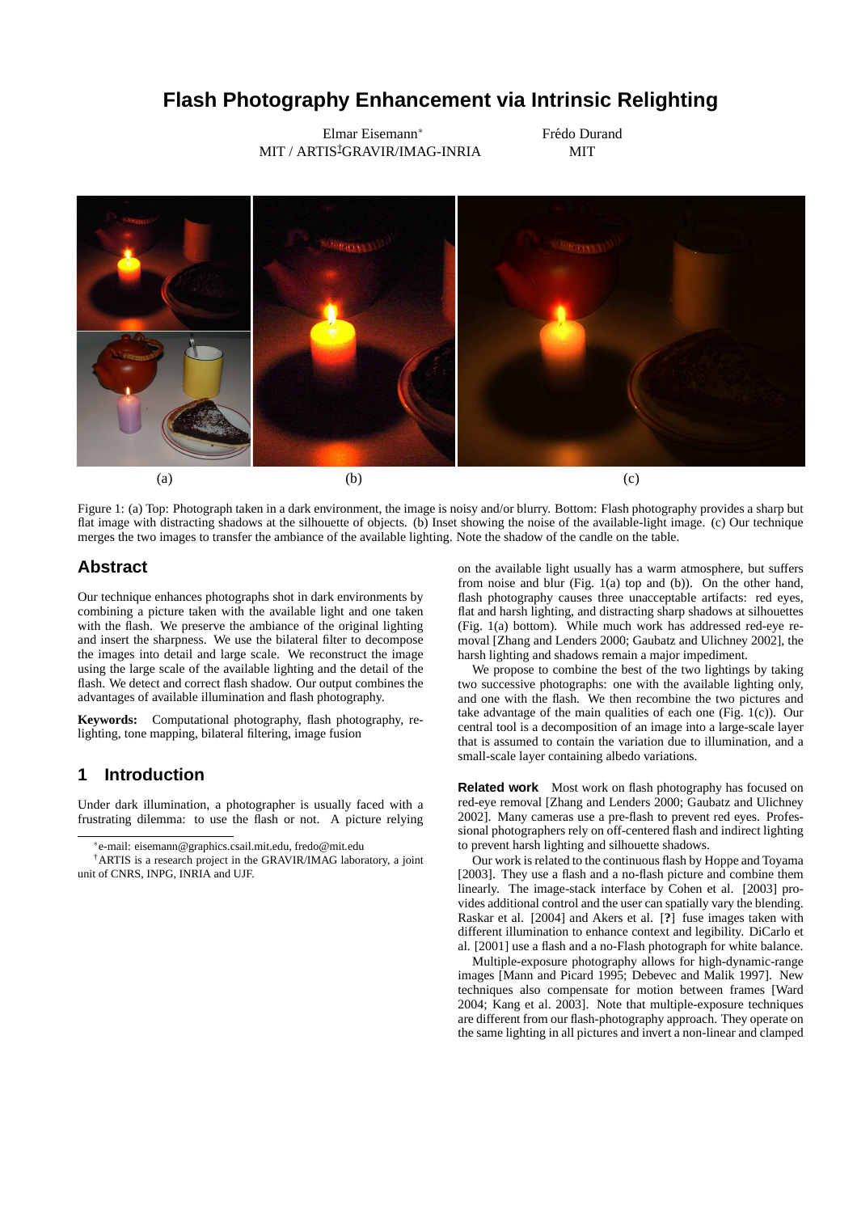# Flash Photography Enhancement via Intrinsic Relighting

Elmar Eisemann* 
MIT / ARTIS†GRAVIR/IMAG-INRIA

Frédo Durand 
MIT

(a) (b) (c)

Figure 1: (a) Top: Photograph taken in a dark environment, the image is noisy and/or blurry. Bottom: Flash photography provides a sharp but flat image with distracting shadows at the silhouette of objects. (b) Inset showing the noise of the available-light image. (c) Our technique merges the two images to transfer the ambiance of the available lighting. Note the shadow of the candle on the table.

## Abstract

Our technique enhances photographs shot in dark environments by combining a picture taken with the available light and one taken with the flash. We preserve the ambiance of the original lighting and insert the sharpness. We use the bilateral filter to decompose the images into detail and large scale. We reconstruct the image using the large scale of the available lighting and the detail of the flash. We detect and correct flash shadow. Our output combines the advantages of available illumination and flash photography.

**Keywords:** Computational photography, flash photography, relighting, tone mapping, bilateral filtering, image fusion

## 1 Introduction

Under dark illumination, a photographer is usually faced with a frustrating dilemma: to use the flash or not. A picture relying on the available light usually has a warm atmosphere, but suffers from noise and blur (Fig. 1(a) top and (b)). On the other hand, flash photography causes three unacceptable artifacts: red eyes, flat and harsh lighting, and distracting sharp shadows at silhouettes (Fig. 1(a) bottom). While much work has addressed red-eye removal [Zhang and Lenders 2000; Gaubatz and Ulichney 2002], the harsh lighting and shadows remain a major impediment.

We propose to combine the best of the two lightings by taking two successive photographs: one with the available lighting only, and one with the flash. We then recombine the two pictures and take advantage of the main qualities of each one (Fig. 1(c)). Our central tool is a decomposition of an image into a large-scale layer that is assumed to contain the variation due to illumination, and a small-scale layer containing albedo variations.

**Related work** Most work on flash photography has focused on red-eye removal [Zhang and Lenders 2000; Gaubatz and Ulichney 2002]. Many cameras use a pre-flash to prevent red eyes. Professional photographers rely on off-centered flash and indirect lighting to prevent harsh lighting and silhouette shadows.

Our work is related to the continuous flash by Hoppe and Toyama [2003]. They use a flash and a no-flash picture and combine them linearly. The image-stack interface by Cohen et al. [2003] provides additional control and the user can spatially vary the blending. Raskar et al. [2004] and Akers et al. [**?**] fuse images taken with different illumination to enhance context and legibility. DiCarlo et al. [2001] use a flash and a no-Flash photograph for white balance.

Multiple-exposure photography allows for high-dynamic-range images [Mann and Picard 1995; Debevec and Malik 1997]. New techniques also compensate for motion between frames [Ward 2004; Kang et al. 2003]. Note that multiple-exposure techniques are different from our flash-photography approach. They operate on the same lighting in all pictures and invert a non-linear and clamped

*e-mail: eisemann@graphics.csail.mit.edu, fredo@mit.edu

†ARTIS is a research project in the GRAVIR/IMAG laboratory, a joint unit of CNRS, INPG, INRIA and UJF.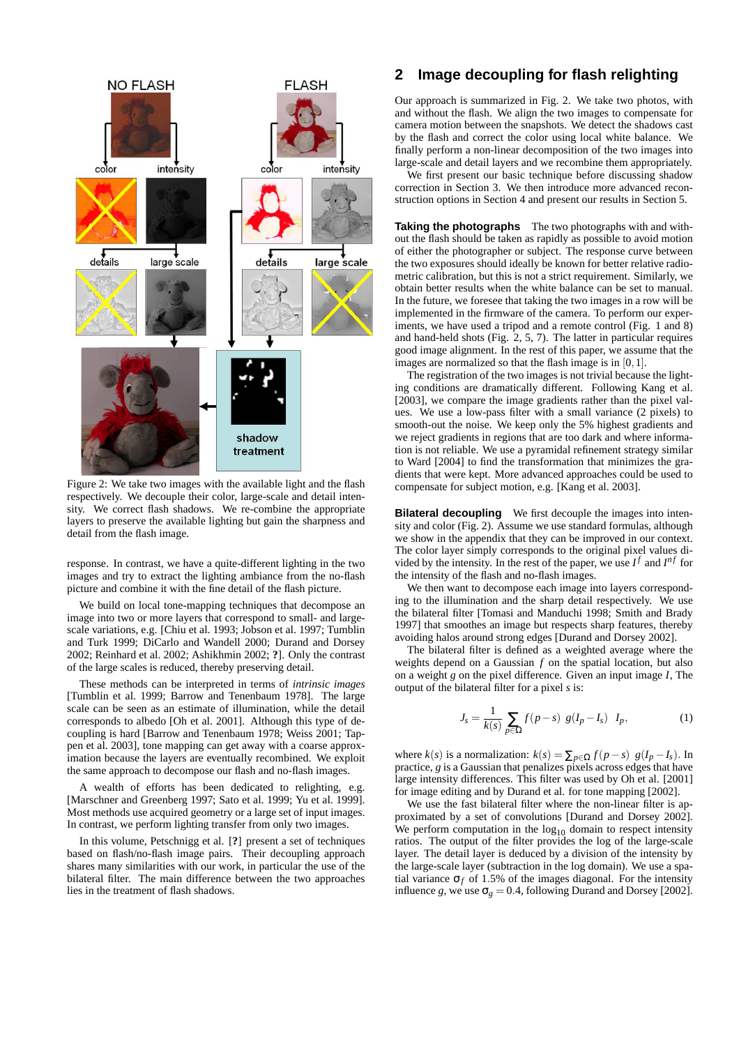Figure 2: We take two images with the available light and the flash respectively. We decouple their color, large-scale and detail intensity. We correct flash shadows. We re-combine the appropriate layers to preserve the available lighting but gain the sharpness and detail from the flash image.

response. In contrast, we have a quite-different lighting in the two images and try to extract the lighting ambiance from the no-flash picture and combine it with the fine detail of the flash picture.

We build on local tone-mapping techniques that decompose an image into two or more layers that correspond to small- and large-scale variations, e.g. [Chiu et al. 1993; Jobson et al. 1997; Tumblin and Turk 1999; DiCarlo and Wandell 2000; Durand and Dorsey 2002; Reinhard et al. 2002; Ashikhmin 2002; **?**]. Only the contrast of the large scales is reduced, thereby preserving detail.

These methods can be interpreted in terms of *intrinsic images* [Tumblin et al. 1999; Barrow and Tenenbaum 1978]. The large scale can be seen as an estimate of illumination, while the detail corresponds to albedo [Oh et al. 2001]. Although this type of decoupling is hard [Barrow and Tenenbaum 1978; Weiss 2001; Tappen et al. 2003], tone mapping can get away with a coarse approximation because the layers are eventually recombined. We exploit the same approach to decompose our flash and no-flash images.

A wealth of efforts has been dedicated to relighting, e.g. [Marschner and Greenberg 1997; Sato et al. 1999; Yu et al. 1999]. Most methods use acquired geometry or a large set of input images. In contrast, we perform lighting transfer from only two images.

In this volume, Petschnigg et al. [**?**] present a set of techniques based on flash/no-flash image pairs. Their decoupling approach shares many similarities with our work, in particular the use of the bilateral filter. The main difference between the two approaches lies in the treatment of flash shadows.

## 2 Image decoupling for flash relighting

Our approach is summarized in Fig. 2. We take two photos, with and without the flash. We align the two images to compensate for camera motion between the snapshots. We detect the shadows cast by the flash and correct the color using local white balance. We finally perform a non-linear decomposition of the two images into large-scale and detail layers and we recombine them appropriately.

We first present our basic technique before discussing shadow correction in Section 3. We then introduce more advanced reconstruction options in Section 4 and present our results in Section 5.

**Taking the photographs** The two photographs with and without the flash should be taken as rapidly as possible to avoid motion of either the photographer or subject. The response curve between the two exposures should ideally be known for better relative radiometric calibration, but this is not a strict requirement. Similarly, we obtain better results when the white balance can be set to manual. In the future, we foresee that taking the two images in a row will be implemented in the firmware of the camera. To perform our experiments, we have used a tripod and a remote control (Fig. 1 and 8) and hand-held shots (Fig. 2, 5, 7). The latter in particular requires good image alignment. In the rest of this paper, we assume that the images are normalized so that the flash image is in $[0,1]$.

The registration of the two images is not trivial because the lighting conditions are dramatically different. Following Kang et al. [2003], we compare the image gradients rather than the pixel values. We use a low-pass filter with a small variance (2 pixels) to smooth-out the noise. We keep only the 5% highest gradients and we reject gradients in regions that are too dark and where information is not reliable. We use a pyramidal refinement strategy similar to Ward [2004] to find the transformation that minimizes the gradients that were kept. More advanced approaches could be used to compensate for subject motion, e.g. [Kang et al. 2003].

**Bilateral decoupling** We first decouple the images into intensity and color (Fig. 2). Assume we use standard formulas, although we show in the appendix that they can be improved in our context. The color layer simply corresponds to the original pixel values divided by the intensity. In the rest of the paper, we use $I^f$ and $I^{nf}$ for the intensity of the flash and no-flash images.

We then want to decompose each image into layers corresponding to the illumination and the sharp detail respectively. We use the bilateral filter [Tomasi and Manduchi 1998; Smith and Brady 1997] that smoothes an image but respects sharp features, thereby avoiding halos around strong edges [Durand and Dorsey 2002].

The bilateral filter is defined as a weighted average where the weights depend on a Gaussian $f$ on the spatial location, but also on a weight $g$ on the pixel difference. Given an input image $I$, The output of the bilateral filter for a pixel $s$ is:

$$J_s = \frac{1}{k(s)} \sum_{p \in \Omega} f(p-s) \; g(I_p - I_s) \; I_p, \tag{1}$$

where $k(s)$ is a normalization: $k(s) = \sum_{p \in \Omega} f(p-s) \; g(I_p - I_s)$. In practice, $g$ is a Gaussian that penalizes pixels across edges that have large intensity differences. This filter was used by Oh et al. [2001] for image editing and by Durand et al. for tone mapping [2002].

We use the fast bilateral filter where the non-linear filter is approximated by a set of convolutions [Durand and Dorsey 2002]. We perform computation in the $\log_{10}$ domain to respect intensity ratios. The output of the filter provides the log of the large-scale layer. The detail layer is deduced by a division of the intensity by the large-scale layer (subtraction in the log domain). We use a spatial variance $\sigma_f$ of 1.5% of the images diagonal. For the intensity influence $g$, we use $\sigma_g = 0.4$, following Durand and Dorsey [2002].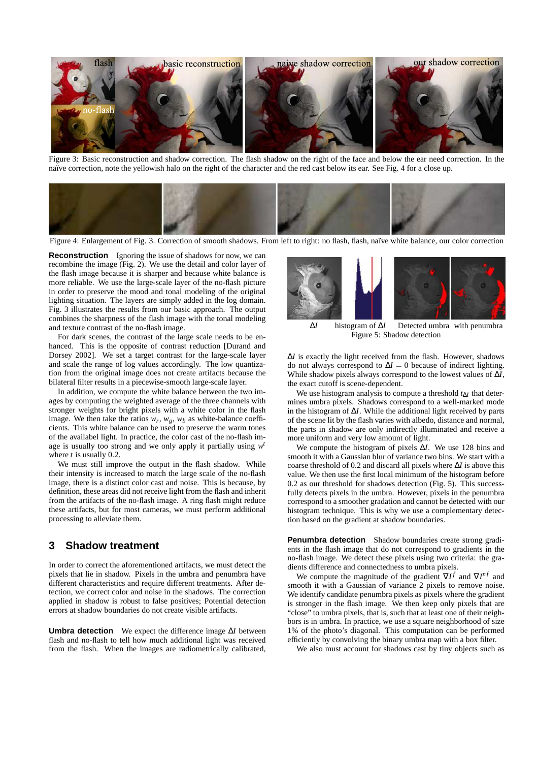Figure 3: Basic reconstruction and shadow correction. The flash shadow on the right of the face and below the ear need correction. In the naïve correction, note the yellowish halo on the right of the character and the red cast below its ear. See Fig. 4 for a close up.

Figure 4: Enlargement of Fig. 3. Correction of smooth shadows. From left to right: no flash, flash, naïve white balance, our color correction

**Reconstruction** Ignoring the issue of shadows for now, we can recombine the image (Fig. 2). We use the detail and color layer of the flash image because it is sharper and because white balance is more reliable. We use the large-scale layer of the no-flash picture in order to preserve the mood and tonal modeling of the original lighting situation. The layers are simply added in the log domain. Fig. 3 illustrates the results from our basic approach. The output combines the sharpness of the flash image with the tonal modeling and texture contrast of the no-flash image.

For dark scenes, the contrast of the large scale needs to be enhanced. This is the opposite of contrast reduction [Durand and Dorsey 2002]. We set a target contrast for the large-scale layer and scale the range of log values accordingly. The low quantization from the original image does not create artifacts because the bilateral filter results in a piecewise-smooth large-scale layer.

In addition, we compute the white balance between the two images by computing the weighted average of the three channels with stronger weights for bright pixels with a white color in the flash image. We then take the ratios $w_r$, $w_g$, $w_b$ as white-balance coefficients. This white balance can be used to preserve the warm tones of the availabel light. In practice, the color cast of the no-flash image is usually too strong and we only apply it partially using $w^t$ where $t$ is usually 0.2.

We must still improve the output in the flash shadow. While their intensity is increased to match the large scale of the no-flash image, there is a distinct color cast and noise. This is because, by definition, these areas did not receive light from the flash and inherit from the artifacts of the no-flash image. A ring flash might reduce these artifacts, but for most cameras, we must perform additional processing to alleviate them.

## 3 Shadow treatment

In order to correct the aforementioned artifacts, we must detect the pixels that lie in shadow. Pixels in the umbra and penumbra have different characteristics and require different treatments. After detection, we correct color and noise in the shadows. The correction applied in shadow is robust to false positives; Potential detection errors at shadow boundaries do not create visible artifacts.

**Umbra detection** We expect the difference image $\Delta I$ between flash and no-flash to tell how much additional light was received from the flash. When the images are radiometrically calibrated, $\Delta I$ is exactly the light received from the flash. However, shadows do not always correspond to $\Delta I = 0$ because of indirect lighting. While shadow pixels always correspond to the lowest values of $\Delta I$, the exact cutoff is scene-dependent.

Figure 5: Shadow detection ($\Delta I$; histogram of $\Delta I$; Detected umbra; with penumbra)

We use histogram analysis to compute a threshold $t_{\Delta I}$ that determines umbra pixels. Shadows correspond to a well-marked mode in the histogram of $\Delta I$. While the additional light received by parts of the scene lit by the flash varies with albedo, distance and normal, the parts in shadow are only indirectly illuminated and receive a more uniform and very low amount of light.

We compute the histogram of pixels $\Delta I$. We use 128 bins and smooth it with a Gaussian blur of variance two bins. We start with a coarse threshold of 0.2 and discard all pixels where $\Delta I$ is above this value. We then use the first local minimum of the histogram before 0.2 as our threshold for shadows detection (Fig. 5). This successfully detects pixels in the umbra. However, pixels in the penumbra correspond to a smoother gradation and cannot be detected with our histogram technique. This is why we use a complementary detection based on the gradient at shadow boundaries.

**Penumbra detection** Shadow boundaries create strong gradients in the flash image that do not correspond to gradients in the no-flash image. We detect these pixels using two criteria: the gradients difference and connectedness to umbra pixels.

We compute the magnitude of the gradient $\nabla I^f$ and $\nabla I^{nf}$ and smooth it with a Gaussian of variance 2 pixels to remove noise. We identify candidate penumbra pixels as pixels where the gradient is stronger in the flash image. We then keep only pixels that are "close" to umbra pixels, that is, such that at least one of their neighbors is in umbra. In practice, we use a square neighborhood of size 1% of the photo's diagonal. This computation can be performed efficiently by convolving the binary umbra map with a box filter.

We also must account for shadows cast by tiny objects such as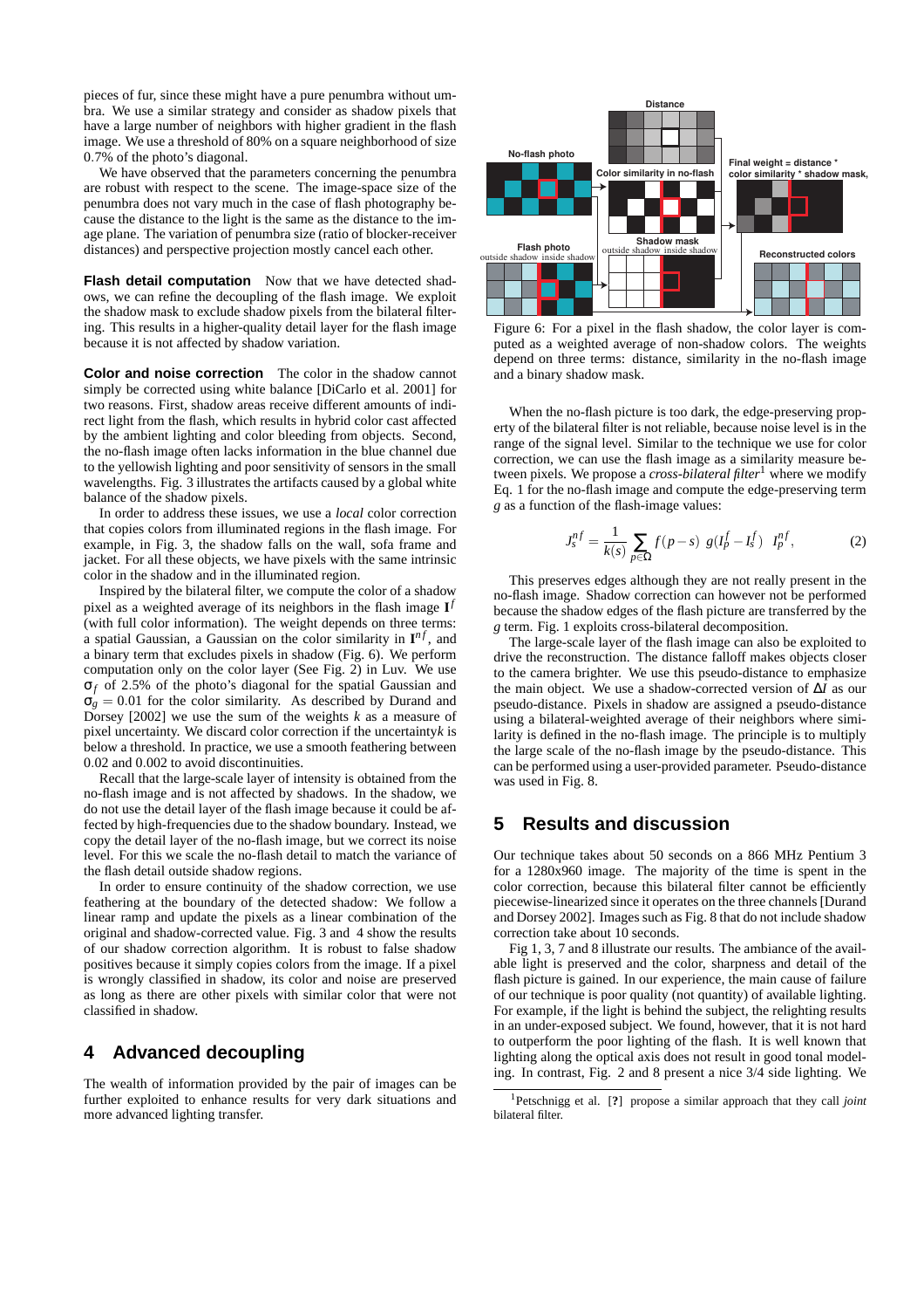pieces of fur, since these might have a pure penumbra without umbra. We use a similar strategy and consider as shadow pixels that have a large number of neighbors with higher gradient in the flash image. We use a threshold of 80% on a square neighborhood of size 0.7% of the photo's diagonal.

We have observed that the parameters concerning the penumbra are robust with respect to the scene. The image-space size of the penumbra does not vary much in the case of flash photography because the distance to the light is the same as the distance to the image plane. The variation of penumbra size (ratio of blocker-receiver distances) and perspective projection mostly cancel each other.

**Flash detail computation** Now that we have detected shadows, we can refine the decoupling of the flash image. We exploit the shadow mask to exclude shadow pixels from the bilateral filtering. This results in a higher-quality detail layer for the flash image because it is not affected by shadow variation.

**Color and noise correction** The color in the shadow cannot simply be corrected using white balance [DiCarlo et al. 2001] for two reasons. First, shadow areas receive different amounts of indirect light from the flash, which results in hybrid color cast affected by the ambient lighting and color bleeding from objects. Second, the no-flash image often lacks information in the blue channel due to the yellowish lighting and poor sensitivity of sensors in the small wavelengths. Fig. 3 illustrates the artifacts caused by a global white balance of the shadow pixels.

In order to address these issues, we use a *local* color correction that copies colors from illuminated regions in the flash image. For example, in Fig. 3, the shadow falls on the wall, sofa frame and jacket. For all these objects, we have pixels with the same intrinsic color in the shadow and in the illuminated region.

Inspired by the bilateral filter, we compute the color of a shadow pixel as a weighted average of its neighbors in the flash image $\mathbf{I}^f$ (with full color information). The weight depends on three terms: a spatial Gaussian, a Gaussian on the color similarity in $\mathbf{I}^{nf}$, and a binary term that excludes pixels in shadow (Fig. 6). We perform computation only on the color layer (See Fig. 2) in Luv. We use $\sigma_f$ of 2.5% of the photo's diagonal for the spatial Gaussian and $\sigma_g = 0.01$ for the color similarity. As described by Durand and Dorsey [2002] we use the sum of the weights $k$ as a measure of pixel uncertainty. We discard color correction if the uncertainty $k$ is below a threshold. In practice, we use a smooth feathering between 0.02 and 0.002 to avoid discontinuities.

Recall that the large-scale layer of intensity is obtained from the no-flash image and is not affected by shadows. In the shadow, we do not use the detail layer of the flash image because it could be affected by high-frequencies due to the shadow boundary. Instead, we copy the detail layer of the no-flash image, but we correct its noise level. For this we scale the no-flash detail to match the variance of the flash detail outside shadow regions.

In order to ensure continuity of the shadow correction, we use feathering at the boundary of the detected shadow: We follow a linear ramp and update the pixels as a linear combination of the original and shadow-corrected value. Fig. 3 and 4 show the results of our shadow correction algorithm. It is robust to false shadow positives because it simply copies colors from the image. If a pixel is wrongly classified in shadow, its color and noise are preserved as long as there are other pixels with similar color that were not classified in shadow.

## 4 Advanced decoupling

The wealth of information provided by the pair of images can be further exploited to enhance results for very dark situations and more advanced lighting transfer.

Figure 6: For a pixel in the flash shadow, the color layer is computed as a weighted average of non-shadow colors. The weights depend on three terms: distance, similarity in the no-flash image and a binary shadow mask.

When the no-flash picture is too dark, the edge-preserving property of the bilateral filter is not reliable, because noise level is in the range of the signal level. Similar to the technique we use for color correction, we can use the flash image as a similarity measure between pixels. We propose a *cross-bilateral filter*[1] where we modify Eq. 1 for the no-flash image and compute the edge-preserving term $g$ as a function of the flash-image values:

$$J_s^{nf} = \frac{1}{k(s)} \sum_{p \in \Omega} f(p-s)\; g(I_p^f - I_s^f)\; I_p^{nf}, \tag{2}$$

This preserves edges although they are not really present in the no-flash image. Shadow correction can however not be performed because the shadow edges of the flash picture are transferred by the $g$ term. Fig. 1 exploits cross-bilateral decomposition.

The large-scale layer of the flash image can also be exploited to drive the reconstruction. The distance falloff makes objects closer to the camera brighter. We use this pseudo-distance to emphasize the main object. We use a shadow-corrected version of $\Delta I$ as our pseudo-distance. Pixels in shadow are assigned a pseudo-distance using a bilateral-weighted average of their neighbors where similarity is defined in the no-flash image. The principle is to multiply the large scale of the no-flash image by the pseudo-distance. This can be performed using a user-provided parameter. Pseudo-distance was used in Fig. 8.

## 5 Results and discussion

Our technique takes about 50 seconds on a 866 MHz Pentium 3 for a 1280x960 image. The majority of the time is spent in the color correction, because this bilateral filter cannot be efficiently piecewise-linearized since it operates on the three channels [Durand and Dorsey 2002]. Images such as Fig. 8 that do not include shadow correction take about 10 seconds.

Fig 1, 3, 7 and 8 illustrate our results. The ambiance of the available light is preserved and the color, sharpness and detail of the flash picture is gained. In our experience, the main cause of failure of our technique is poor quality (not quantity) of available lighting. For example, if the light is behind the subject, the relighting results in an under-exposed subject. We found, however, that it is not hard to outperform the poor lighting of the flash. It is well known that lighting along the optical axis does not result in good tonal modeling. In contrast, Fig. 2 and 8 present a nice 3/4 side lighting. We

[1] Petschnigg et al. [?] propose a similar approach that they call *joint* bilateral filter.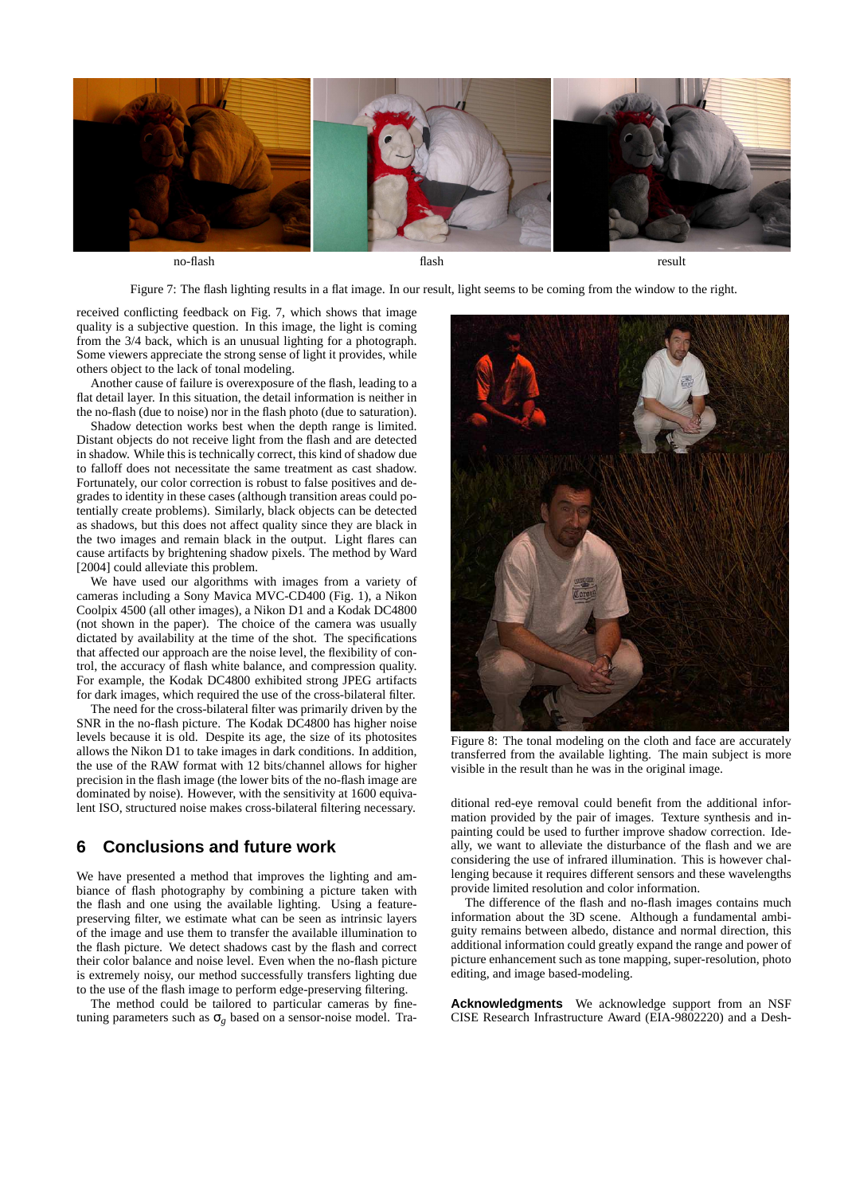no-flash flash result

Figure 7: The flash lighting results in a flat image. In our result, light seems to be coming from the window to the right.

received conflicting feedback on Fig. 7, which shows that image quality is a subjective question. In this image, the light is coming from the 3/4 back, which is an unusual lighting for a photograph. Some viewers appreciate the strong sense of light it provides, while others object to the lack of tonal modeling.

Another cause of failure is overexposure of the flash, leading to a flat detail layer. In this situation, the detail information is neither in the no-flash (due to noise) nor in the flash photo (due to saturation).

Shadow detection works best when the depth range is limited. Distant objects do not receive light from the flash and are detected in shadow. While this is technically correct, this kind of shadow due to falloff does not necessitate the same treatment as cast shadow. Fortunately, our color correction is robust to false positives and degrades to identity in these cases (although transition areas could potentially create problems). Similarly, black objects can be detected as shadows, but this does not affect quality since they are black in the two images and remain black in the output. Light flares can cause artifacts by brightening shadow pixels. The method by Ward [2004] could alleviate this problem.

We have used our algorithms with images from a variety of cameras including a Sony Mavica MVC-CD400 (Fig. 1), a Nikon Coolpix 4500 (all other images), a Nikon D1 and a Kodak DC4800 (not shown in the paper). The choice of the camera was usually dictated by availability at the time of the shot. The specifications that affected our approach are the noise level, the flexibility of control, the accuracy of flash white balance, and compression quality. For example, the Kodak DC4800 exhibited strong JPEG artifacts for dark images, which required the use of the cross-bilateral filter.

The need for the cross-bilateral filter was primarily driven by the SNR in the no-flash picture. The Kodak DC4800 has higher noise levels because it is old. Despite its age, the size of its photosites allows the Nikon D1 to take images in dark conditions. In addition, the use of the RAW format with 12 bits/channel allows for higher precision in the flash image (the lower bits of the no-flash image are dominated by noise). However, with the sensitivity at 1600 equivalent ISO, structured noise makes cross-bilateral filtering necessary.

## 6 Conclusions and future work

We have presented a method that improves the lighting and ambiance of flash photography by combining a picture taken with the flash and one using the available lighting. Using a feature-preserving filter, we estimate what can be seen as intrinsic layers of the image and use them to transfer the available illumination to the flash picture. We detect shadows cast by the flash and correct their color balance and noise level. Even when the no-flash picture is extremely noisy, our method successfully transfers lighting due to the use of the flash image to perform edge-preserving filtering.

The method could be tailored to particular cameras by fine-tuning parameters such as $\sigma_g$ based on a sensor-noise model. Traditional red-eye removal could benefit from the additional information provided by the pair of images. Texture synthesis and inpainting could be used to further improve shadow correction. Ideally, we want to alleviate the disturbance of the flash and we are considering the use of infrared illumination. This is however challenging because it requires different sensors and these wavelengths provide limited resolution and color information.

The difference of the flash and no-flash images contains much information about the 3D scene. Although a fundamental ambiguity remains between albedo, distance and normal direction, this additional information could greatly expand the range and power of picture enhancement such as tone mapping, super-resolution, photo editing, and image based-modeling.

Figure 8: The tonal modeling on the cloth and face are accurately transferred from the available lighting. The main subject is more visible in the result than he was in the original image.

**Acknowledgments** We acknowledge support from an NSF CISE Research Infrastructure Award (EIA-9802220) and a Desh-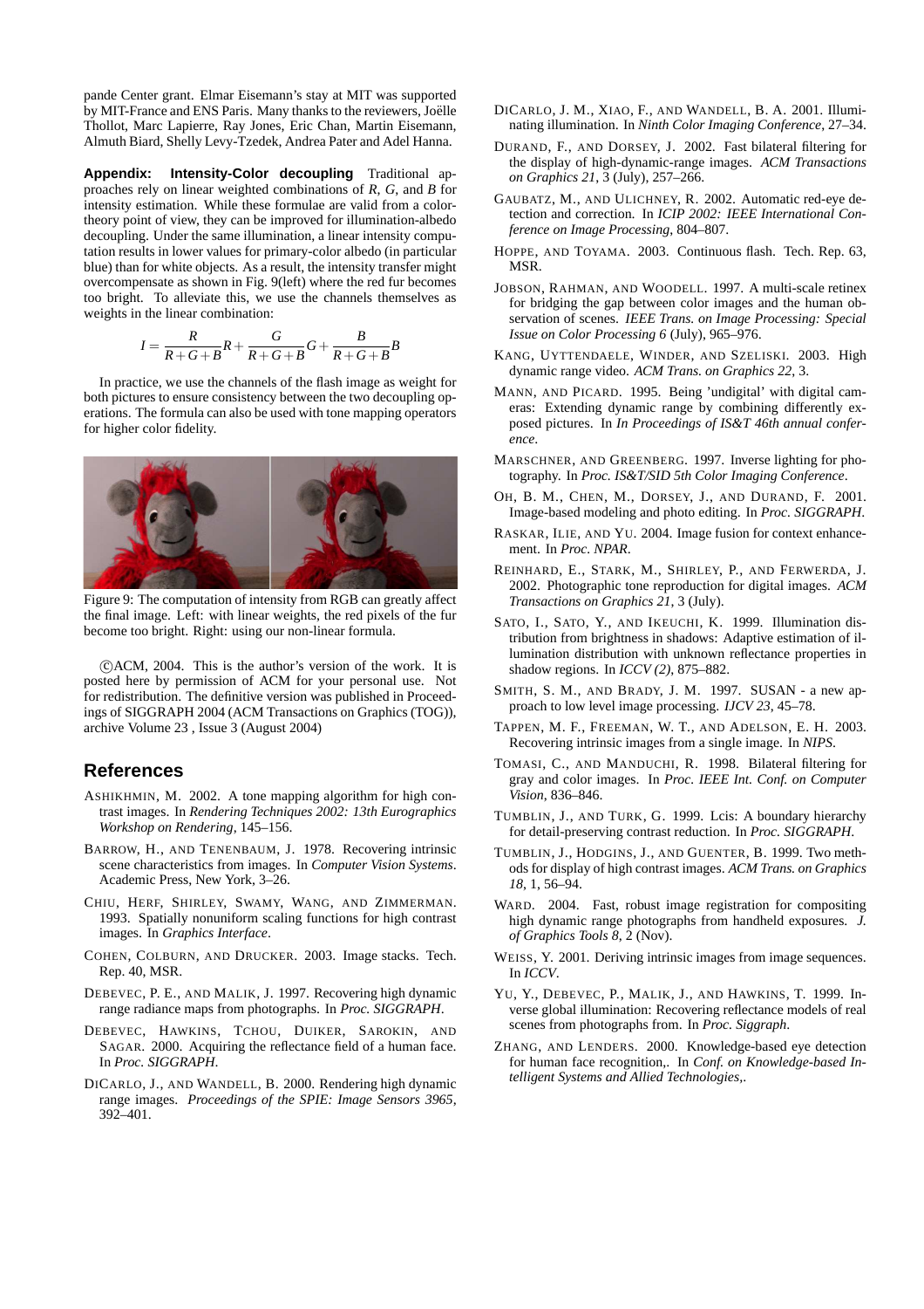pande Center grant. Elmar Eisemann's stay at MIT was supported by MIT-France and ENS Paris. Many thanks to the reviewers, Joëlle Thollot, Marc Lapierre, Ray Jones, Eric Chan, Martin Eisemann, Almuth Biard, Shelly Levy-Tzedek, Andrea Pater and Adel Hanna.

**Appendix: Intensity-Color decoupling** Traditional approaches rely on linear weighted combinations of $R$, $G$, and $B$ for intensity estimation. While these formulae are valid from a color-theory point of view, they can be improved for illumination-albedo decoupling. Under the same illumination, a linear intensity computation results in lower values for primary-color albedo (in particular blue) than for white objects. As a result, the intensity transfer might overcompensate as shown in Fig. 9(left) where the red fur becomes too bright. To alleviate this, we use the channels themselves as weights in the linear combination:

$$I = \frac{R}{R+G+B}R + \frac{G}{R+G+B}G + \frac{B}{R+G+B}B$$

In practice, we use the channels of the flash image as weight for both pictures to ensure consistency between the two decoupling operations. The formula can also be used with tone mapping operators for higher color fidelity.

Figure 9: The computation of intensity from RGB can greatly affect the final image. Left: with linear weights, the red pixels of the fur become too bright. Right: using our non-linear formula.

©ACM, 2004. This is the author's version of the work. It is posted here by permission of ACM for your personal use. Not for redistribution. The definitive version was published in Proceedings of SIGGRAPH 2004 (ACM Transactions on Graphics (TOG)), archive Volume 23 , Issue 3 (August 2004)

## References

ASHIKHMIN, M. 2002. A tone mapping algorithm for high contrast images. In *Rendering Techniques 2002: 13th Eurographics Workshop on Rendering*, 145–156.

BARROW, H., AND TENENBAUM, J. 1978. Recovering intrinsic scene characteristics from images. In *Computer Vision Systems*. Academic Press, New York, 3–26.

CHIU, HERF, SHIRLEY, SWAMY, WANG, AND ZIMMERMAN. 1993. Spatially nonuniform scaling functions for high contrast images. In *Graphics Interface*.

COHEN, COLBURN, AND DRUCKER. 2003. Image stacks. Tech. Rep. 40, MSR.

DEBEVEC, P. E., AND MALIK, J. 1997. Recovering high dynamic range radiance maps from photographs. In *Proc. SIGGRAPH*.

DEBEVEC, HAWKINS, TCHOU, DUIKER, SAROKIN, AND SAGAR. 2000. Acquiring the reflectance field of a human face. In *Proc. SIGGRAPH*.

DICARLO, J., AND WANDELL, B. 2000. Rendering high dynamic range images. *Proceedings of the SPIE: Image Sensors 3965*, 392–401.

DICARLO, J. M., XIAO, F., AND WANDELL, B. A. 2001. Illuminating illumination. In *Ninth Color Imaging Conference*, 27–34.

DURAND, F., AND DORSEY, J. 2002. Fast bilateral filtering for the display of high-dynamic-range images. *ACM Transactions on Graphics 21*, 3 (July), 257–266.

GAUBATZ, M., AND ULICHNEY, R. 2002. Automatic red-eye detection and correction. In *ICIP 2002: IEEE International Conference on Image Processing*, 804–807.

HOPPE, AND TOYAMA. 2003. Continuous flash. Tech. Rep. 63, MSR.

JOBSON, RAHMAN, AND WOODELL. 1997. A multi-scale retinex for bridging the gap between color images and the human observation of scenes. *IEEE Trans. on Image Processing: Special Issue on Color Processing 6* (July), 965–976.

KANG, UYTTENDAELE, WINDER, AND SZELISKI. 2003. High dynamic range video. *ACM Trans. on Graphics 22*, 3.

MANN, AND PICARD. 1995. Being 'undigital' with digital cameras: Extending dynamic range by combining differently exposed pictures. In *In Proceedings of IS&T 46th annual conference*.

MARSCHNER, AND GREENBERG. 1997. Inverse lighting for photography. In *Proc. IS&T/SID 5th Color Imaging Conference*.

OH, B. M., CHEN, M., DORSEY, J., AND DURAND, F. 2001. Image-based modeling and photo editing. In *Proc. SIGGRAPH*.

RASKAR, ILIE, AND YU. 2004. Image fusion for context enhancement. In *Proc. NPAR*.

REINHARD, E., STARK, M., SHIRLEY, P., AND FERWERDA, J. 2002. Photographic tone reproduction for digital images. *ACM Transactions on Graphics 21*, 3 (July).

SATO, I., SATO, Y., AND IKEUCHI, K. 1999. Illumination distribution from brightness in shadows: Adaptive estimation of illumination distribution with unknown reflectance properties in shadow regions. In *ICCV (2)*, 875–882.

SMITH, S. M., AND BRADY, J. M. 1997. SUSAN - a new approach to low level image processing. *IJCV 23*, 45–78.

TAPPEN, M. F., FREEMAN, W. T., AND ADELSON, E. H. 2003. Recovering intrinsic images from a single image. In *NIPS*.

TOMASI, C., AND MANDUCHI, R. 1998. Bilateral filtering for gray and color images. In *Proc. IEEE Int. Conf. on Computer Vision*, 836–846.

TUMBLIN, J., AND TURK, G. 1999. Lcis: A boundary hierarchy for detail-preserving contrast reduction. In *Proc. SIGGRAPH*.

TUMBLIN, J., HODGINS, J., AND GUENTER, B. 1999. Two methods for display of high contrast images. *ACM Trans. on Graphics 18*, 1, 56–94.

WARD. 2004. Fast, robust image registration for compositing high dynamic range photographs from handheld exposures. *J. of Graphics Tools 8*, 2 (Nov).

WEISS, Y. 2001. Deriving intrinsic images from image sequences. In *ICCV*.

YU, Y., DEBEVEC, P., MALIK, J., AND HAWKINS, T. 1999. Inverse global illumination: Recovering reflectance models of real scenes from photographs from. In *Proc. Siggraph*.

ZHANG, AND LENDERS. 2000. Knowledge-based eye detection for human face recognition,. In *Conf. on Knowledge-based Intelligent Systems and Allied Technologies,*.